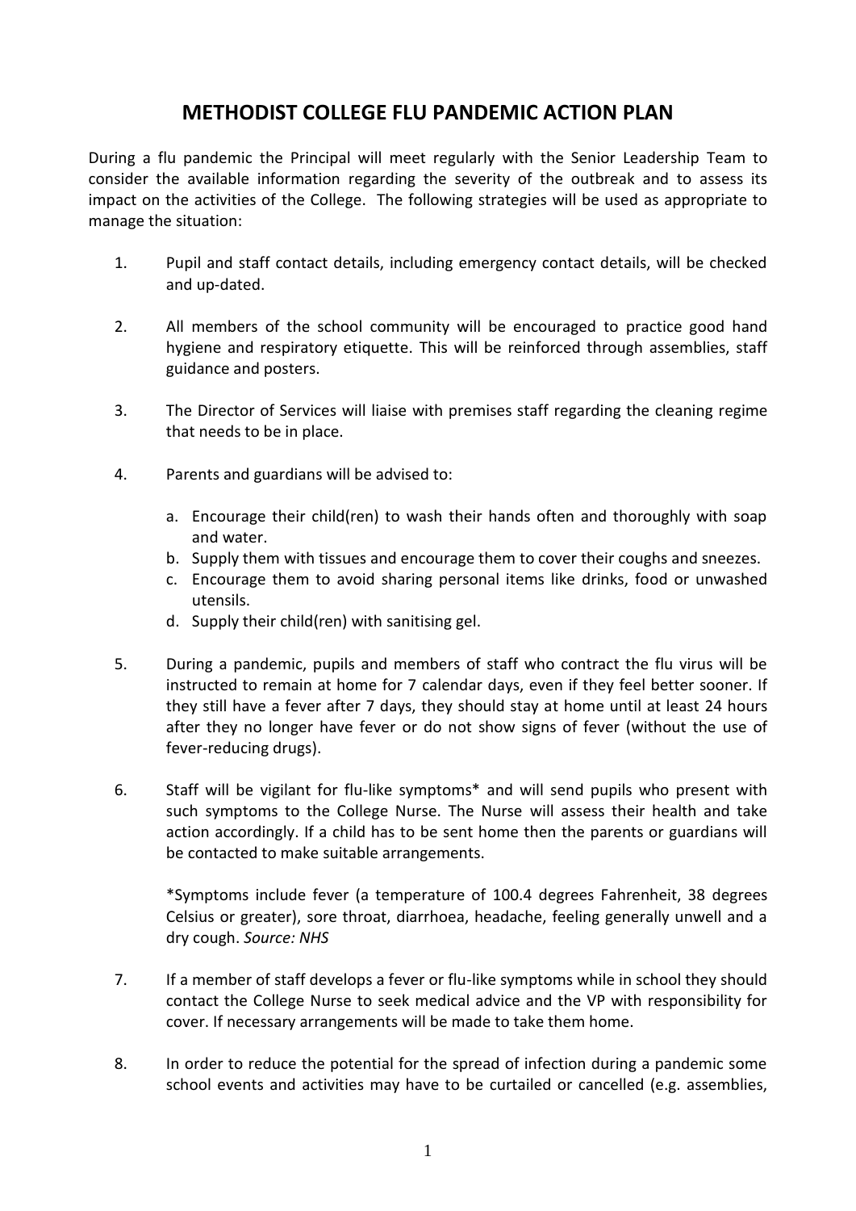# METHODIST COLLEGE FLU PANDEMIC ACTION PLAN

During a flu pandemic the Principal will meet regularly with the Senior Leadership Team to consider the available information regarding the severity of the outbreak and to assess its impact on the activities of the College. The following strategies will be used as appropriate to manage the situation:

1. Pupil and staff contact details, including emergency contact details, will be checked and up-dated.

2. All members of the school community will be encouraged to practice good hand hygiene and respiratory etiquette. This will be reinforced through assemblies, staff guidance and posters.

3. The Director of Services will liaise with premises staff regarding the cleaning regime that needs to be in place.

4. Parents and guardians will be advised to:

   a. Encourage their child(ren) to wash their hands often and thoroughly with soap and water.
   b. Supply them with tissues and encourage them to cover their coughs and sneezes.
   c. Encourage them to avoid sharing personal items like drinks, food or unwashed utensils.
   d. Supply their child(ren) with sanitising gel.

5. During a pandemic, pupils and members of staff who contract the flu virus will be instructed to remain at home for 7 calendar days, even if they feel better sooner. If they still have a fever after 7 days, they should stay at home until at least 24 hours after they no longer have fever or do not show signs of fever (without the use of fever-reducing drugs).

6. Staff will be vigilant for flu-like symptoms* and will send pupils who present with such symptoms to the College Nurse. The Nurse will assess their health and take action accordingly. If a child has to be sent home then the parents or guardians will be contacted to make suitable arrangements.

   *Symptoms include fever (a temperature of 100.4 degrees Fahrenheit, 38 degrees Celsius or greater), sore throat, diarrhoea, headache, feeling generally unwell and a dry cough. *Source: NHS*

7. If a member of staff develops a fever or flu-like symptoms while in school they should contact the College Nurse to seek medical advice and the VP with responsibility for cover. If necessary arrangements will be made to take them home.

8. In order to reduce the potential for the spread of infection during a pandemic some school events and activities may have to be curtailed or cancelled (e.g. assemblies,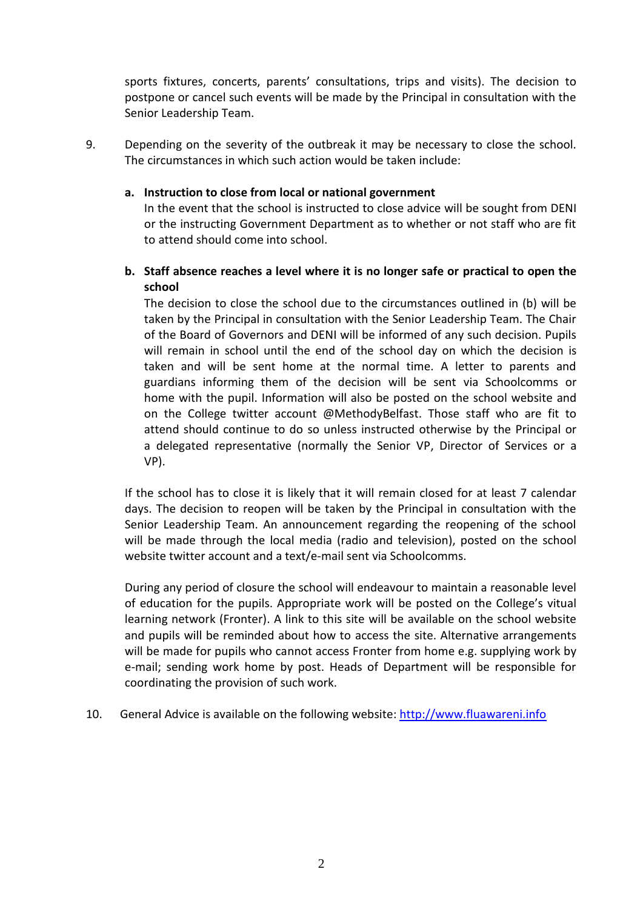sports fixtures, concerts, parents' consultations, trips and visits). The decision to postpone or cancel such events will be made by the Principal in consultation with the Senior Leadership Team.

9. Depending on the severity of the outbreak it may be necessary to close the school. The circumstances in which such action would be taken include:

   a. **Instruction to close from local or national government**
   In the event that the school is instructed to close advice will be sought from DENI or the instructing Government Department as to whether or not staff who are fit to attend should come into school.

   b. **Staff absence reaches a level where it is no longer safe or practical to open the school**
   The decision to close the school due to the circumstances outlined in (b) will be taken by the Principal in consultation with the Senior Leadership Team. The Chair of the Board of Governors and DENI will be informed of any such decision. Pupils will remain in school until the end of the school day on which the decision is taken and will be sent home at the normal time. A letter to parents and guardians informing them of the decision will be sent via Schoolcomms or home with the pupil. Information will also be posted on the school website and on the College twitter account @MethodyBelfast. Those staff who are fit to attend should continue to do so unless instructed otherwise by the Principal or a delegated representative (normally the Senior VP, Director of Services or a VP).

   If the school has to close it is likely that it will remain closed for at least 7 calendar days. The decision to reopen will be taken by the Principal in consultation with the Senior Leadership Team. An announcement regarding the reopening of the school will be made through the local media (radio and television), posted on the school website twitter account and a text/e-mail sent via Schoolcomms.

   During any period of closure the school will endeavour to maintain a reasonable level of education for the pupils. Appropriate work will be posted on the College's vitual learning network (Fronter). A link to this site will be available on the school website and pupils will be reminded about how to access the site. Alternative arrangements will be made for pupils who cannot access Fronter from home e.g. supplying work by e-mail; sending work home by post. Heads of Department will be responsible for coordinating the provision of such work.

10. General Advice is available on the following website: [http://www.fluawareni.info](http://www.fluawareni.info)